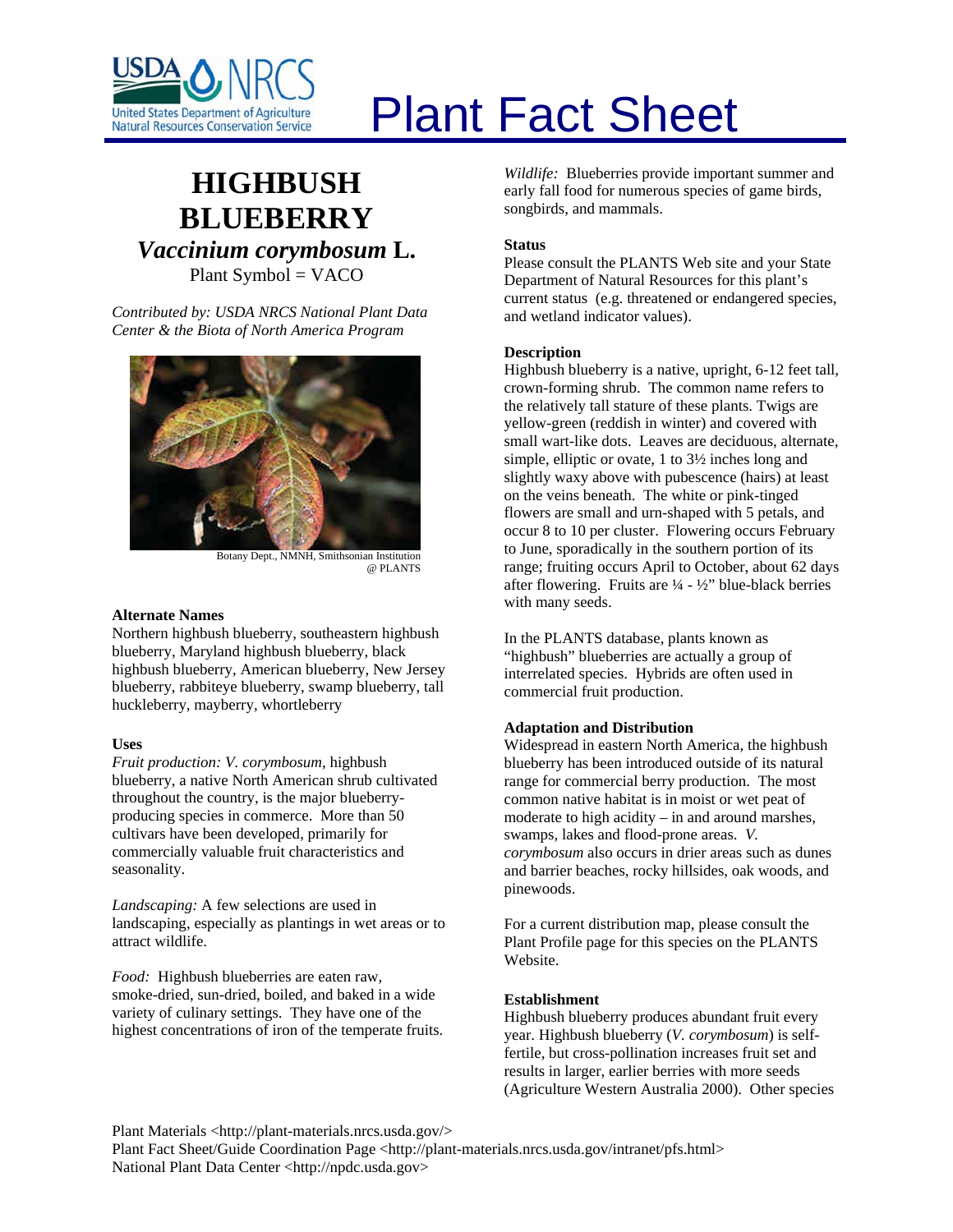# Plant Fact Sheet

## HIGHBUSH BLUEBERRY

### *Vaccinium corymbosum* L.

Plant Symbol = VACO

*Contributed by: USDA NRCS National Plant Data Center & the Biota of North America Program*

Botany Dept., NMNH, Smithsonian Institution @ PLANTS

### Alternate Names

Northern highbush blueberry, southeastern highbush blueberry, Maryland highbush blueberry, black highbush blueberry, American blueberry, New Jersey blueberry, rabbiteye blueberry, swamp blueberry, tall huckleberry, mayberry, whortleberry

### Uses

*Fruit production: V. corymbosum*, highbush blueberry, a native North American shrub cultivated throughout the country, is the major blueberry-producing species in commerce. More than 50 cultivars have been developed, primarily for commercially valuable fruit characteristics and seasonality.

*Landscaping:* A few selections are used in landscaping, especially as plantings in wet areas or to attract wildlife.

*Food:* Highbush blueberries are eaten raw, smoke-dried, sun-dried, boiled, and baked in a wide variety of culinary settings. They have one of the highest concentrations of iron of the temperate fruits.

*Wildlife:* Blueberries provide important summer and early fall food for numerous species of game birds, songbirds, and mammals.

### Status

Please consult the PLANTS Web site and your State Department of Natural Resources for this plant's current status (e.g. threatened or endangered species, and wetland indicator values).

### Description

Highbush blueberry is a native, upright, 6-12 feet tall, crown-forming shrub. The common name refers to the relatively tall stature of these plants. Twigs are yellow-green (reddish in winter) and covered with small wart-like dots. Leaves are deciduous, alternate, simple, elliptic or ovate, 1 to 3½ inches long and slightly waxy above with pubescence (hairs) at least on the veins beneath. The white or pink-tinged flowers are small and urn-shaped with 5 petals, and occur 8 to 10 per cluster. Flowering occurs February to June, sporadically in the southern portion of its range; fruiting occurs April to October, about 62 days after flowering. Fruits are ¼ - ½" blue-black berries with many seeds.

In the PLANTS database, plants known as "highbush" blueberries are actually a group of interrelated species. Hybrids are often used in commercial fruit production.

### Adaptation and Distribution

Widespread in eastern North America, the highbush blueberry has been introduced outside of its natural range for commercial berry production. The most common native habitat is in moist or wet peat of moderate to high acidity – in and around marshes, swamps, lakes and flood-prone areas. *V. corymbosum* also occurs in drier areas such as dunes and barrier beaches, rocky hillsides, oak woods, and pinewoods.

For a current distribution map, please consult the Plant Profile page for this species on the PLANTS Website.

### Establishment

Highbush blueberry produces abundant fruit every year. Highbush blueberry (*V. corymbosum*) is self-fertile, but cross-pollination increases fruit set and results in larger, earlier berries with more seeds (Agriculture Western Australia 2000). Other species

Plant Materials <http://plant-materials.nrcs.usda.gov/>
Plant Fact Sheet/Guide Coordination Page <http://plant-materials.nrcs.usda.gov/intranet/pfs.html>
National Plant Data Center <http://npdc.usda.gov>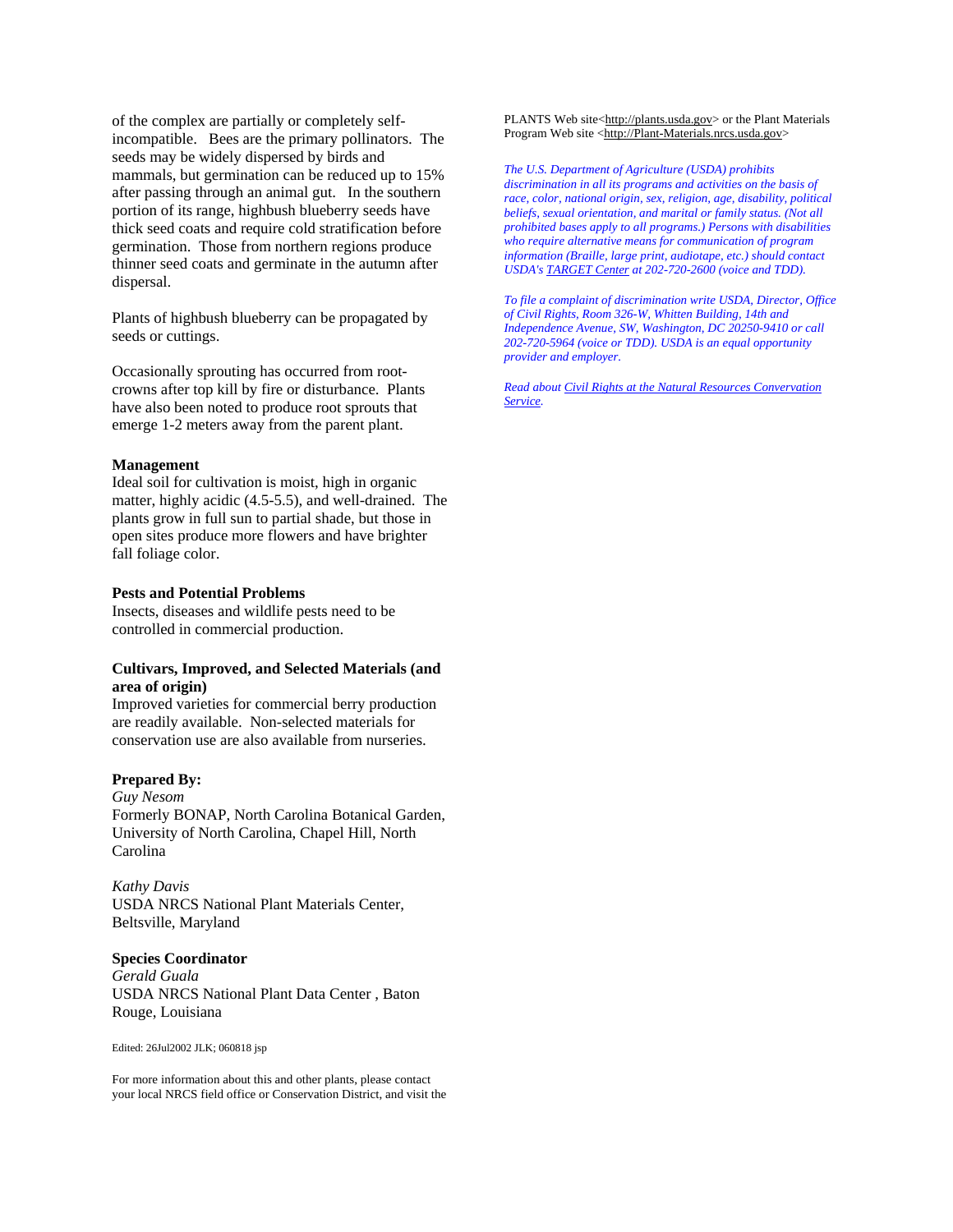of the complex are partially or completely self-incompatible. Bees are the primary pollinators. The seeds may be widely dispersed by birds and mammals, but germination can be reduced up to 15% after passing through an animal gut. In the southern portion of its range, highbush blueberry seeds have thick seed coats and require cold stratification before germination. Those from northern regions produce thinner seed coats and germinate in the autumn after dispersal.

Plants of highbush blueberry can be propagated by seeds or cuttings.

Occasionally sprouting has occurred from root-crowns after top kill by fire or disturbance. Plants have also been noted to produce root sprouts that emerge 1-2 meters away from the parent plant.

## Management

Ideal soil for cultivation is moist, high in organic matter, highly acidic (4.5-5.5), and well-drained. The plants grow in full sun to partial shade, but those in open sites produce more flowers and have brighter fall foliage color.

## Pests and Potential Problems

Insects, diseases and wildlife pests need to be controlled in commercial production.

## Cultivars, Improved, and Selected Materials (and area of origin)

Improved varieties for commercial berry production are readily available. Non-selected materials for conservation use are also available from nurseries.

## Prepared By:

*Guy Nesom*
Formerly BONAP, North Carolina Botanical Garden, University of North Carolina, Chapel Hill, North Carolina

*Kathy Davis*
USDA NRCS National Plant Materials Center, Beltsville, Maryland

## Species Coordinator

*Gerald Guala*
USDA NRCS National Plant Data Center , Baton Rouge, Louisiana

Edited: 26Jul2002 JLK; 060818 jsp

For more information about this and other plants, please contact your local NRCS field office or Conservation District, and visit the PLANTS Web site<http://plants.usda.gov> or the Plant Materials Program Web site <http://Plant-Materials.nrcs.usda.gov>

*The U.S. Department of Agriculture (USDA) prohibits discrimination in all its programs and activities on the basis of race, color, national origin, sex, religion, age, disability, political beliefs, sexual orientation, and marital or family status. (Not all prohibited bases apply to all programs.) Persons with disabilities who require alternative means for communication of program information (Braille, large print, audiotape, etc.) should contact USDA's TARGET Center at 202-720-2600 (voice and TDD).*

*To file a complaint of discrimination write USDA, Director, Office of Civil Rights, Room 326-W, Whitten Building, 14th and Independence Avenue, SW, Washington, DC 20250-9410 or call 202-720-5964 (voice or TDD). USDA is an equal opportunity provider and employer.*

*Read about Civil Rights at the Natural Resources Convervation Service.*